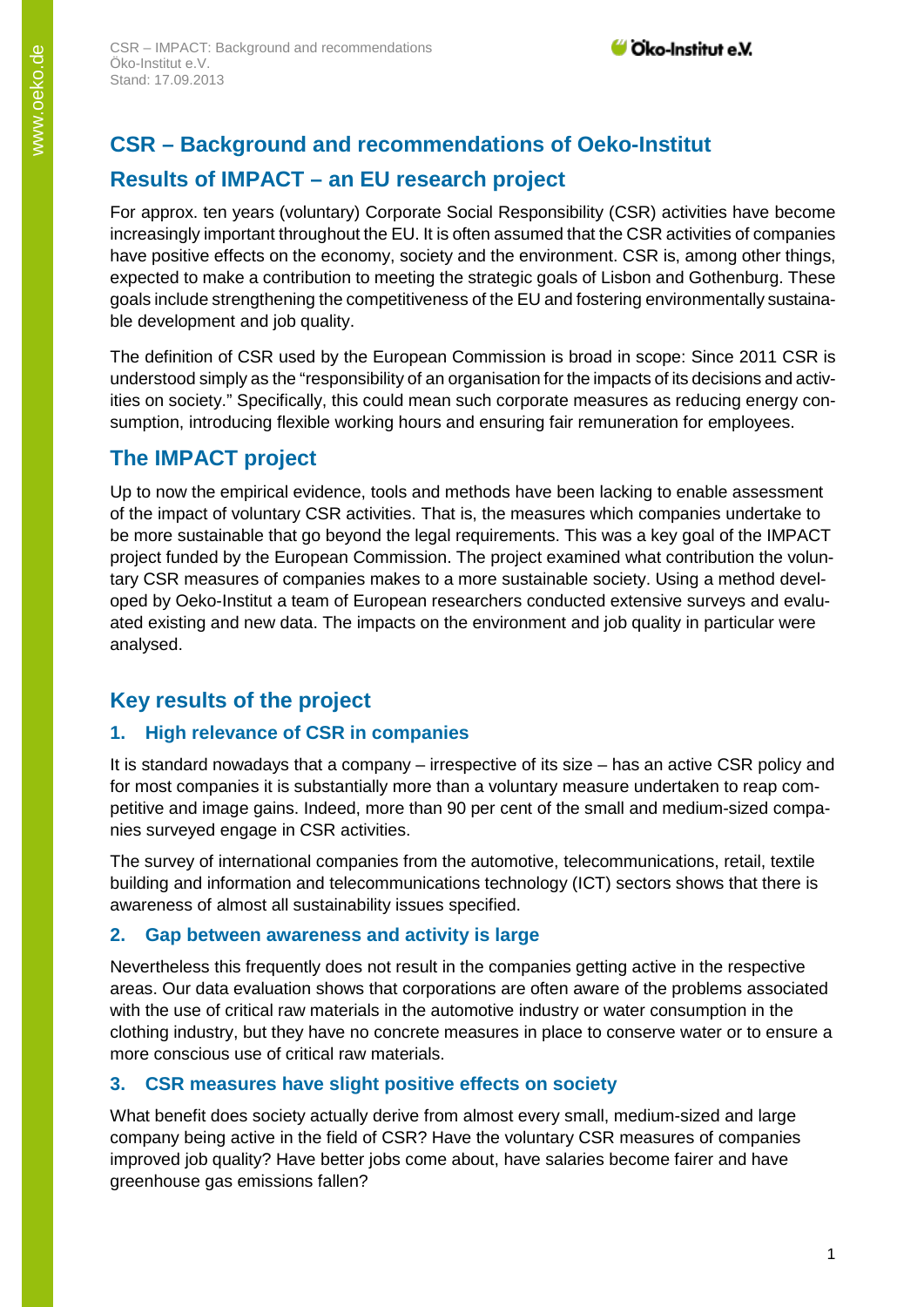# CSR – Background and recommendations of Oeko-Institut

# Results of IMPACT – an EU research project

For approx. ten years (voluntary) Corporate Social Responsibility (CSR) activities have become increasingly important throughout the EU. It is often assumed that the CSR activities of companies have positive effects on the economy, society and the environment. CSR is, among other things, expected to make a contribution to meeting the strategic goals of Lisbon and Gothenburg. These goals include strengthening the competitiveness of the EU and fostering environmentally sustainable development and job quality.

The definition of CSR used by the European Commission is broad in scope: Since 2011 CSR is understood simply as the "responsibility of an organisation for the impacts of its decisions and activities on society." Specifically, this could mean such corporate measures as reducing energy consumption, introducing flexible working hours and ensuring fair remuneration for employees.

## The IMPACT project

Up to now the empirical evidence, tools and methods have been lacking to enable assessment of the impact of voluntary CSR activities. That is, the measures which companies undertake to be more sustainable that go beyond the legal requirements. This was a key goal of the IMPACT project funded by the European Commission. The project examined what contribution the voluntary CSR measures of companies makes to a more sustainable society. Using a method developed by Oeko-Institut a team of European researchers conducted extensive surveys and evaluated existing and new data. The impacts on the environment and job quality in particular were analysed.

## Key results of the project

### 1. High relevance of CSR in companies

It is standard nowadays that a company – irrespective of its size – has an active CSR policy and for most companies it is substantially more than a voluntary measure undertaken to reap competitive and image gains. Indeed, more than 90 per cent of the small and medium-sized companies surveyed engage in CSR activities.

The survey of international companies from the automotive, telecommunications, retail, textile building and information and telecommunications technology (ICT) sectors shows that there is awareness of almost all sustainability issues specified.

### 2. Gap between awareness and activity is large

Nevertheless this frequently does not result in the companies getting active in the respective areas. Our data evaluation shows that corporations are often aware of the problems associated with the use of critical raw materials in the automotive industry or water consumption in the clothing industry, but they have no concrete measures in place to conserve water or to ensure a more conscious use of critical raw materials.

### 3. CSR measures have slight positive effects on society

What benefit does society actually derive from almost every small, medium-sized and large company being active in the field of CSR? Have the voluntary CSR measures of companies improved job quality? Have better jobs come about, have salaries become fairer and have greenhouse gas emissions fallen?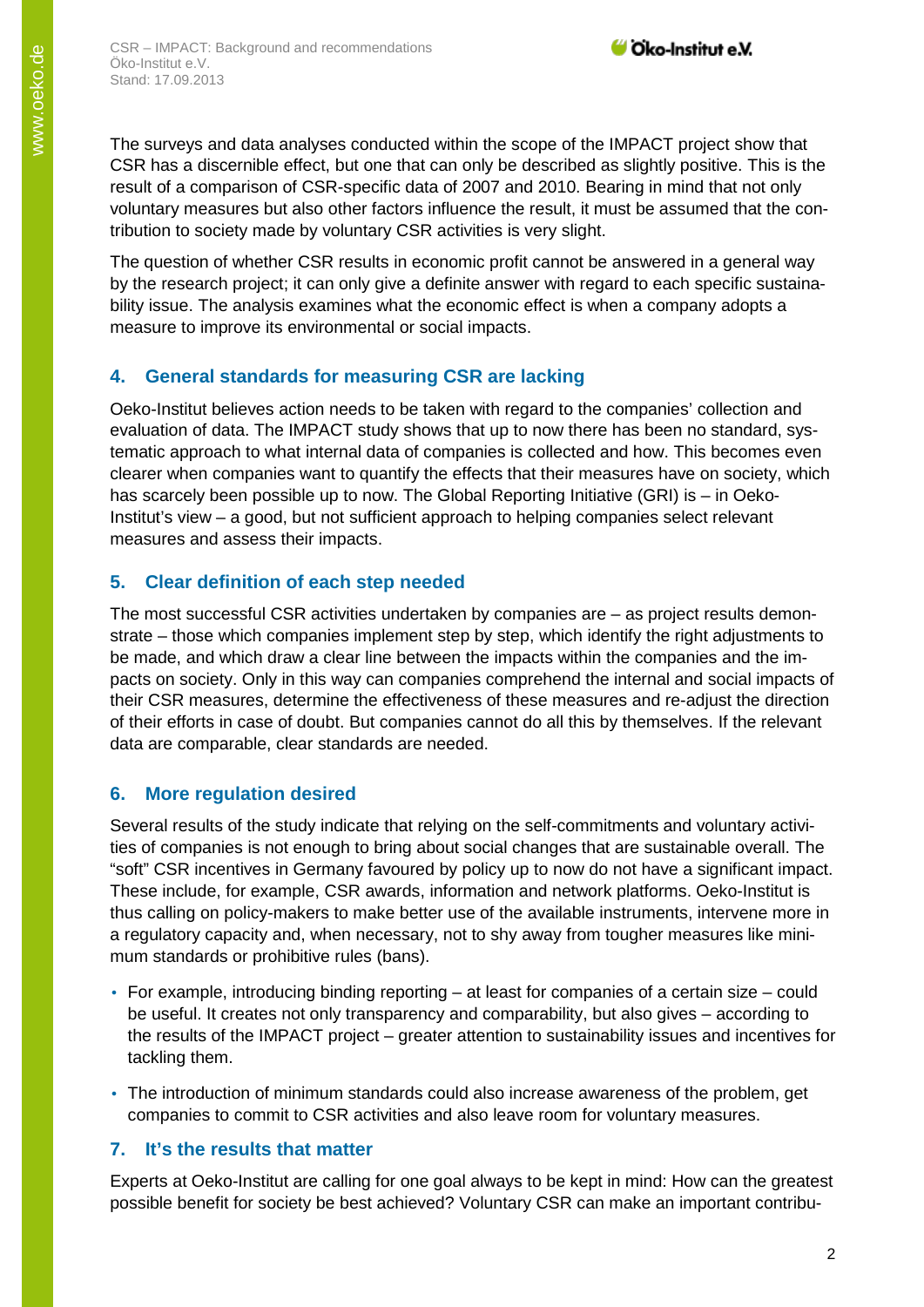The surveys and data analyses conducted within the scope of the IMPACT project show that CSR has a discernible effect, but one that can only be described as slightly positive. This is the result of a comparison of CSR-specific data of 2007 and 2010. Bearing in mind that not only voluntary measures but also other factors influence the result, it must be assumed that the contribution to society made by voluntary CSR activities is very slight.

The question of whether CSR results in economic profit cannot be answered in a general way by the research project; it can only give a definite answer with regard to each specific sustainability issue. The analysis examines what the economic effect is when a company adopts a measure to improve its environmental or social impacts.

## 4. General standards for measuring CSR are lacking

Oeko-Institut believes action needs to be taken with regard to the companies' collection and evaluation of data. The IMPACT study shows that up to now there has been no standard, systematic approach to what internal data of companies is collected and how. This becomes even clearer when companies want to quantify the effects that their measures have on society, which has scarcely been possible up to now. The Global Reporting Initiative (GRI) is – in Oeko-Institut's view – a good, but not sufficient approach to helping companies select relevant measures and assess their impacts.

## 5. Clear definition of each step needed

The most successful CSR activities undertaken by companies are – as project results demonstrate – those which companies implement step by step, which identify the right adjustments to be made, and which draw a clear line between the impacts within the companies and the impacts on society. Only in this way can companies comprehend the internal and social impacts of their CSR measures, determine the effectiveness of these measures and re-adjust the direction of their efforts in case of doubt. But companies cannot do all this by themselves. If the relevant data are comparable, clear standards are needed.

## 6. More regulation desired

Several results of the study indicate that relying on the self-commitments and voluntary activities of companies is not enough to bring about social changes that are sustainable overall. The "soft" CSR incentives in Germany favoured by policy up to now do not have a significant impact. These include, for example, CSR awards, information and network platforms. Oeko-Institut is thus calling on policy-makers to make better use of the available instruments, intervene more in a regulatory capacity and, when necessary, not to shy away from tougher measures like minimum standards or prohibitive rules (bans).

- For example, introducing binding reporting – at least for companies of a certain size – could be useful. It creates not only transparency and comparability, but also gives – according to the results of the IMPACT project – greater attention to sustainability issues and incentives for tackling them.
- The introduction of minimum standards could also increase awareness of the problem, get companies to commit to CSR activities and also leave room for voluntary measures.

## 7. It's the results that matter

Experts at Oeko-Institut are calling for one goal always to be kept in mind: How can the greatest possible benefit for society be best achieved? Voluntary CSR can make an important contribu-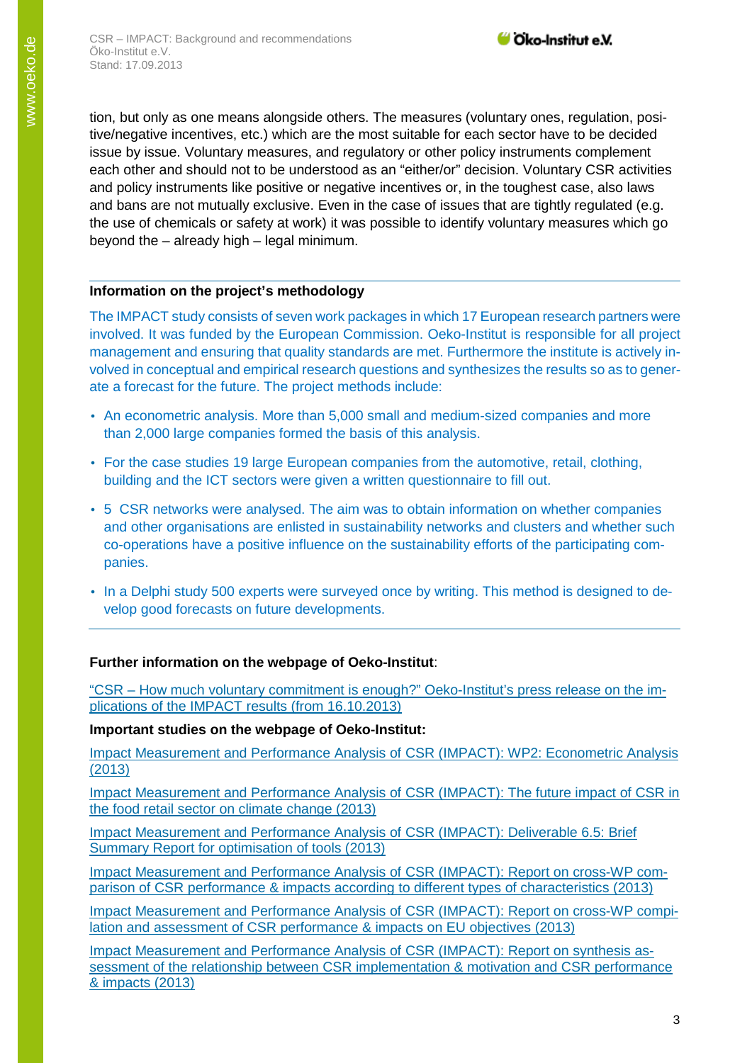tion, but only as one means alongside others. The measures (voluntary ones, regulation, positive/negative incentives, etc.) which are the most suitable for each sector have to be decided issue by issue. Voluntary measures, and regulatory or other policy instruments complement each other and should not to be understood as an "either/or" decision. Voluntary CSR activities and policy instruments like positive or negative incentives or, in the toughest case, also laws and bans are not mutually exclusive. Even in the case of issues that are tightly regulated (e.g. the use of chemicals or safety at work) it was possible to identify voluntary measures which go beyond the – already high – legal minimum.

---

**Information on the project's methodology**

The IMPACT study consists of seven work packages in which 17 European research partners were involved. It was funded by the European Commission. Oeko-Institut is responsible for all project management and ensuring that quality standards are met. Furthermore the institute is actively involved in conceptual and empirical research questions and synthesizes the results so as to generate a forecast for the future. The project methods include:

- An econometric analysis. More than 5,000 small and medium-sized companies and more than 2,000 large companies formed the basis of this analysis.
- For the case studies 19 large European companies from the automotive, retail, clothing, building and the ICT sectors were given a written questionnaire to fill out.
- 5 CSR networks were analysed. The aim was to obtain information on whether companies and other organisations are enlisted in sustainability networks and clusters and whether such co-operations have a positive influence on the sustainability efforts of the participating companies.
- In a Delphi study 500 experts were surveyed once by writing. This method is designed to develop good forecasts on future developments.

---

**Further information on the webpage of Oeko-Institut**:

"CSR – How much voluntary commitment is enough?" Oeko-Institut's press release on the implications of the IMPACT results (from 16.10.2013)

**Important studies on the webpage of Oeko-Institut:**

Impact Measurement and Performance Analysis of CSR (IMPACT): WP2: Econometric Analysis (2013)

Impact Measurement and Performance Analysis of CSR (IMPACT): The future impact of CSR in the food retail sector on climate change (2013)

Impact Measurement and Performance Analysis of CSR (IMPACT): Deliverable 6.5: Brief Summary Report for optimisation of tools (2013)

Impact Measurement and Performance Analysis of CSR (IMPACT): Report on cross-WP comparison of CSR performance & impacts according to different types of characteristics (2013)

Impact Measurement and Performance Analysis of CSR (IMPACT): Report on cross-WP compilation and assessment of CSR performance & impacts on EU objectives (2013)

Impact Measurement and Performance Analysis of CSR (IMPACT): Report on synthesis assessment of the relationship between CSR implementation & motivation and CSR performance & impacts (2013)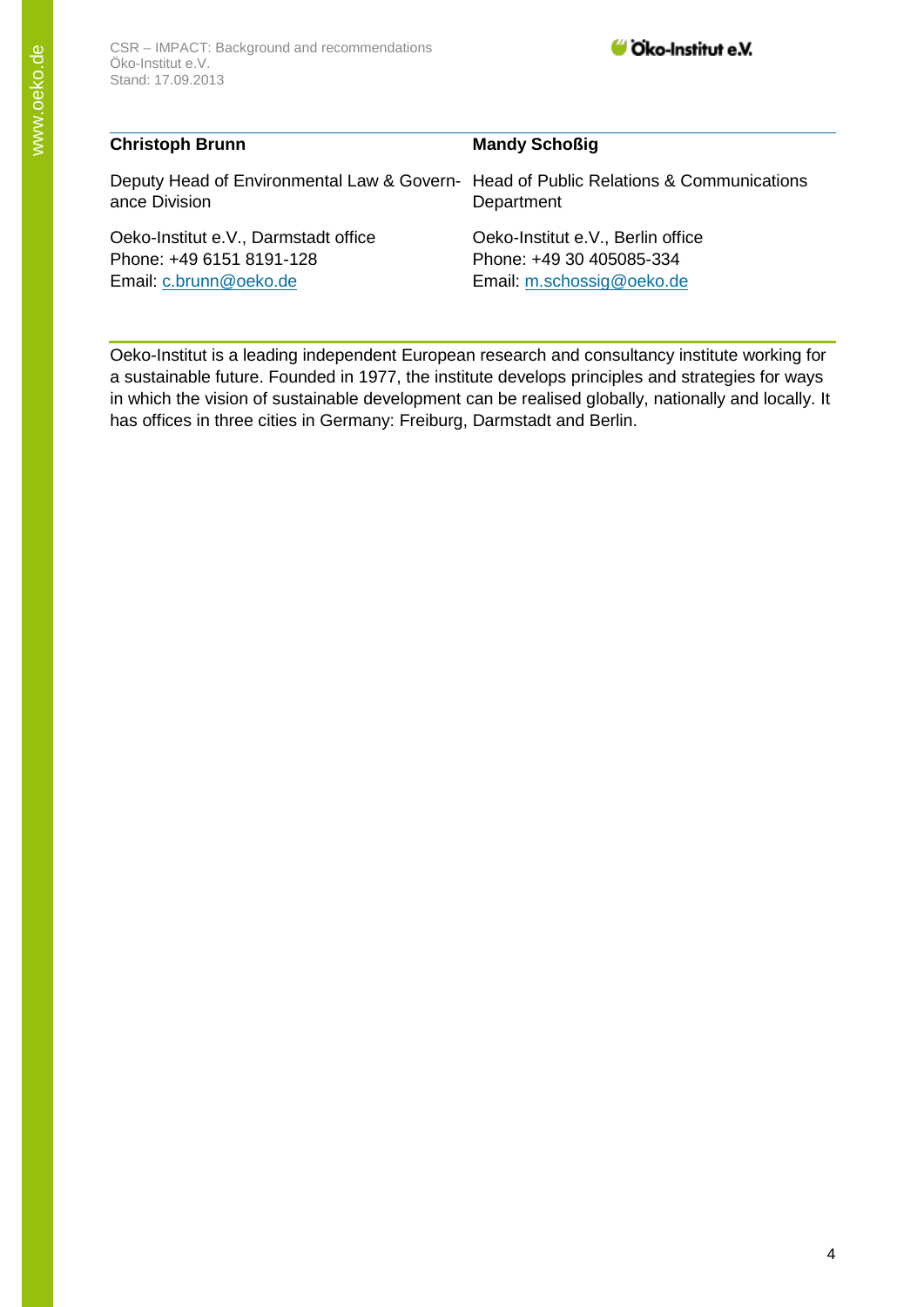**Christoph Brunn**

Deputy Head of Environmental Law & Governance Division

Oeko-Institut e.V., Darmstadt office
Phone: +49 6151 8191-128
Email: c.brunn@oeko.de

**Mandy Schoßig**

Head of Public Relations & Communications Department

Oeko-Institut e.V., Berlin office
Phone: +49 30 405085-334
Email: m.schossig@oeko.de

Oeko-Institut is a leading independent European research and consultancy institute working for a sustainable future. Founded in 1977, the institute develops principles and strategies for ways in which the vision of sustainable development can be realised globally, nationally and locally. It has offices in three cities in Germany: Freiburg, Darmstadt and Berlin.